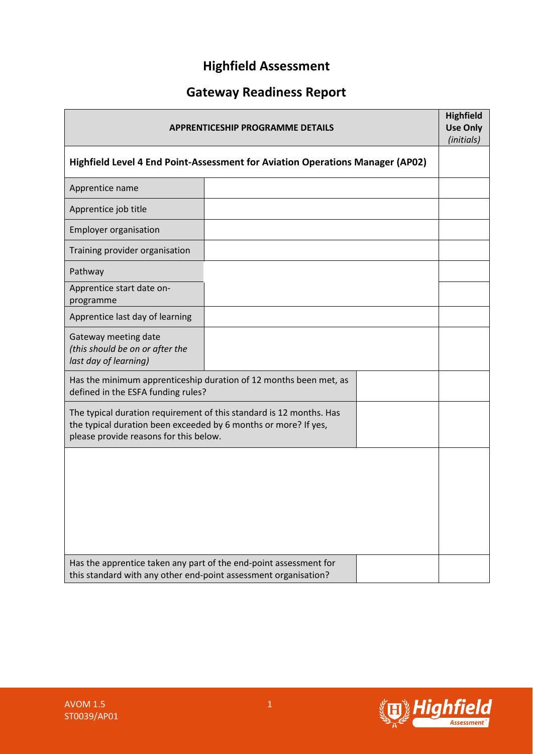# Highfield Assessment

## Gateway Readiness Report

| APPRENTICESHIP PROGRAMME DETAILS | | | **Highfield Use Only** *(initials)* |
|---|---|---|---|
| **Highfield Level 4 End Point-Assessment for Aviation Operations Manager (AP02)** | | | |
| Apprentice name | | | |
| Apprentice job title | | | |
| Employer organisation | | | |
| Training provider organisation | | | |
| Pathway | | | |
| Apprentice start date on-programme | | | |
| Apprentice last day of learning | | | |
| Gateway meeting date *(this should be on or after the last day of learning)* | | | |
| Has the minimum apprenticeship duration of 12 months been met, as defined in the ESFA funding rules? | | | |
| The typical duration requirement of this standard is 12 months. Has the typical duration been exceeded by 6 months or more? If yes, please provide reasons for this below. | | | |
| | | | |
| Has the apprentice taken any part of the end-point assessment for this standard with any other end-point assessment organisation? | | | |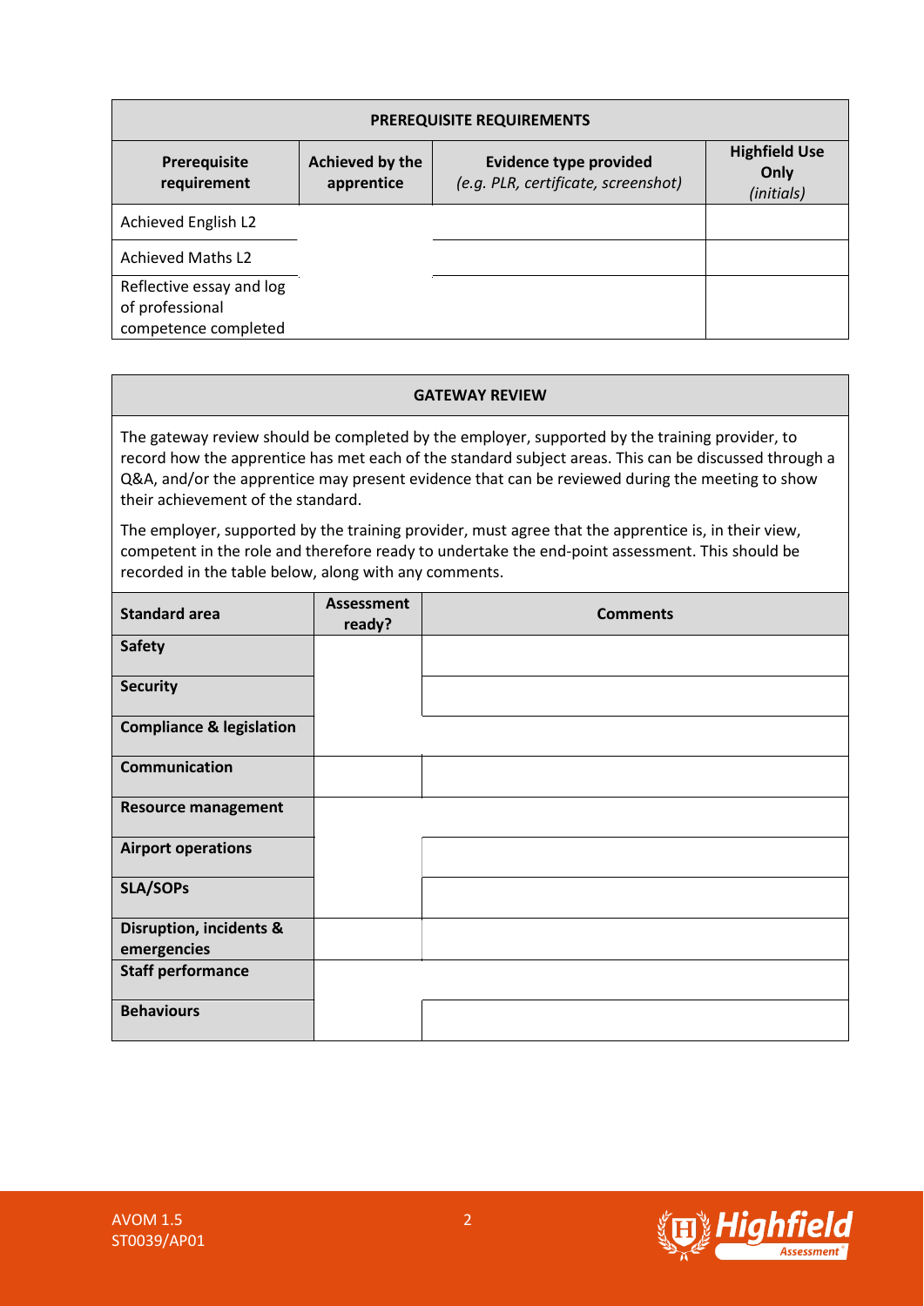| PREREQUISITE REQUIREMENTS | | | |
|---|---|---|---|
| **Prerequisite requirement** | **Achieved by the apprentice** | **Evidence type provided** *(e.g. PLR, certificate, screenshot)* | **Highfield Use Only** *(initials)* |
| Achieved English L2 | | | |
| Achieved Maths L2 | | | |
| Reflective essay and log of professional competence completed | | | |

## GATEWAY REVIEW

The gateway review should be completed by the employer, supported by the training provider, to record how the apprentice has met each of the standard subject areas. This can be discussed through a Q&A, and/or the apprentice may present evidence that can be reviewed during the meeting to show their achievement of the standard.

The employer, supported by the training provider, must agree that the apprentice is, in their view, competent in the role and therefore ready to undertake the end-point assessment. This should be recorded in the table below, along with any comments.

| Standard area | Assessment ready? | Comments |
|---|---|---|
| **Safety** | | |
| **Security** | | |
| **Compliance & legislation** | | |
| **Communication** | | |
| **Resource management** | | |
| **Airport operations** | | |
| **SLA/SOPs** | | |
| **Disruption, incidents & emergencies** | | |
| **Staff performance** | | |
| **Behaviours** | | |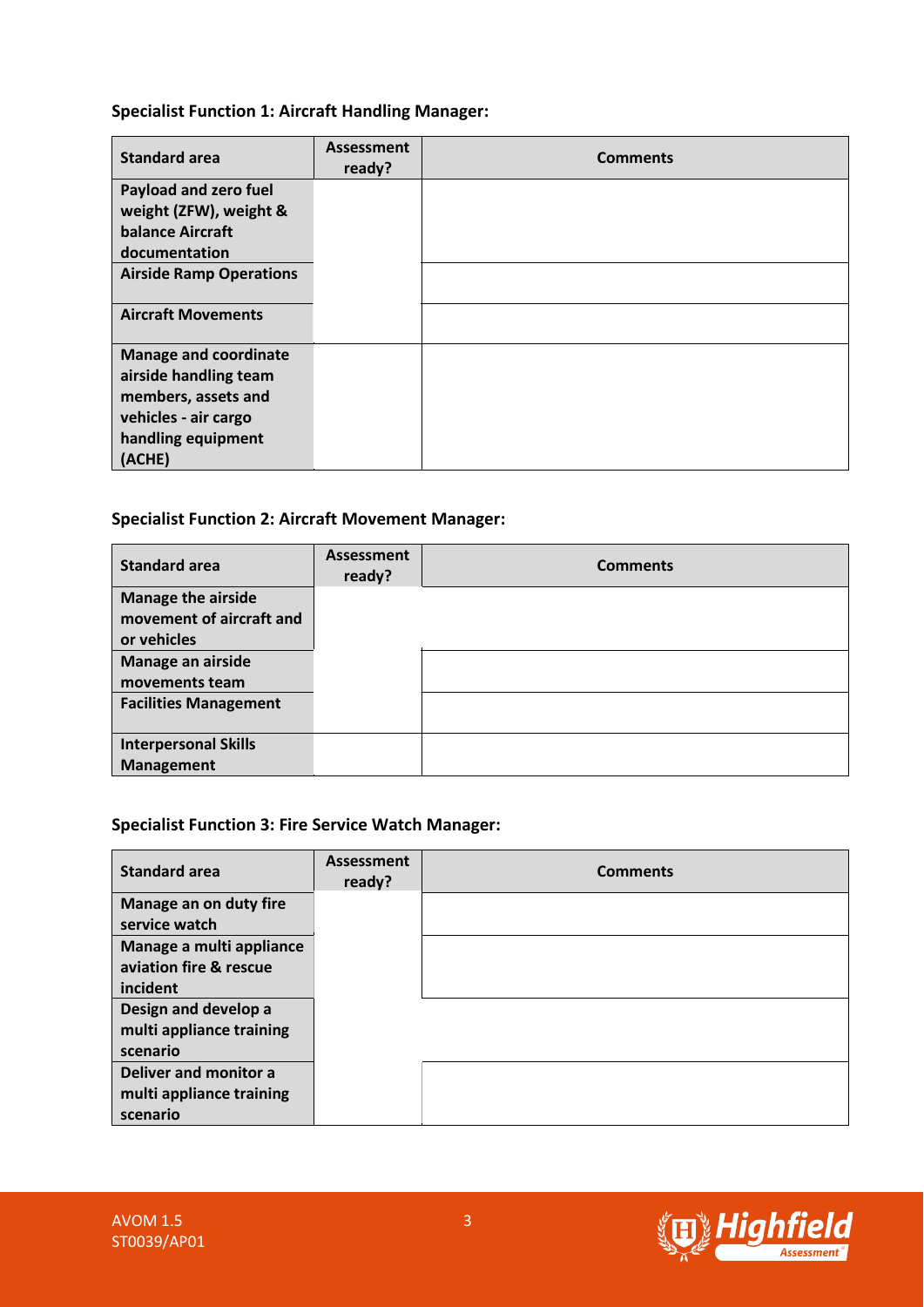**Specialist Function 1: Aircraft Handling Manager:**

| Standard area | Assessment ready? | Comments |
|---|---|---|
| Payload and zero fuel weight (ZFW), weight & balance Aircraft documentation | | |
| Airside Ramp Operations | | |
| Aircraft Movements | | |
| Manage and coordinate airside handling team members, assets and vehicles - air cargo handling equipment (ACHE) | | |

**Specialist Function 2: Aircraft Movement Manager:**

| Standard area | Assessment ready? | Comments |
|---|---|---|
| Manage the airside movement of aircraft and or vehicles | | |
| Manage an airside movements team | | |
| Facilities Management | | |
| Interpersonal Skills Management | | |

**Specialist Function 3: Fire Service Watch Manager:**

| Standard area | Assessment ready? | Comments |
|---|---|---|
| Manage an on duty fire service watch | | |
| Manage a multi appliance aviation fire & rescue incident | | |
| Design and develop a multi appliance training scenario | | |
| Deliver and monitor a multi appliance training scenario | | |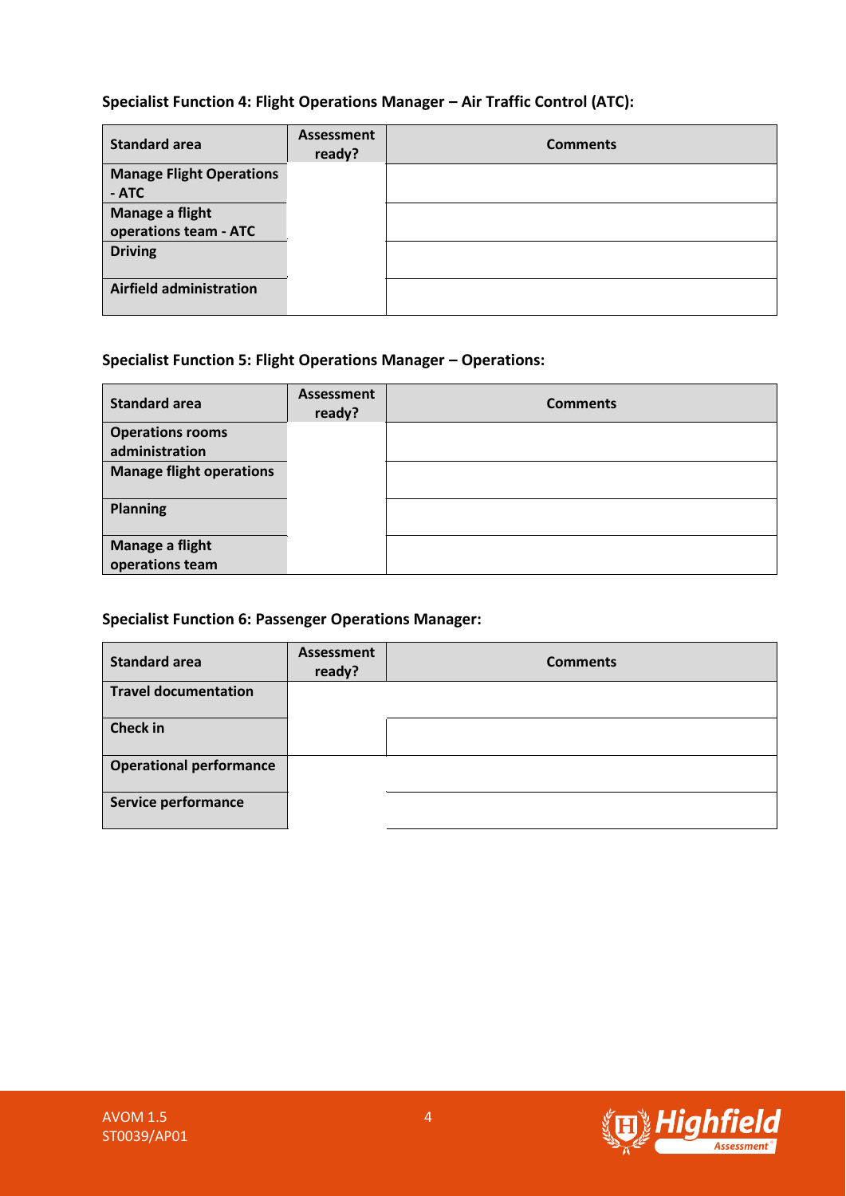**Specialist Function 4: Flight Operations Manager – Air Traffic Control (ATC):**

| Standard area | Assessment ready? | Comments |
|---|---|---|
| **Manage Flight Operations - ATC** | | |
| **Manage a flight operations team - ATC** | | |
| **Driving** | | |
| **Airfield administration** | | |

**Specialist Function 5: Flight Operations Manager – Operations:**

| Standard area | Assessment ready? | Comments |
|---|---|---|
| **Operations rooms administration** | | |
| **Manage flight operations** | | |
| **Planning** | | |
| **Manage a flight operations team** | | |

**Specialist Function 6: Passenger Operations Manager:**

| Standard area | Assessment ready? | Comments |
|---|---|---|
| **Travel documentation** | | |
| **Check in** | | |
| **Operational performance** | | |
| **Service performance** | | |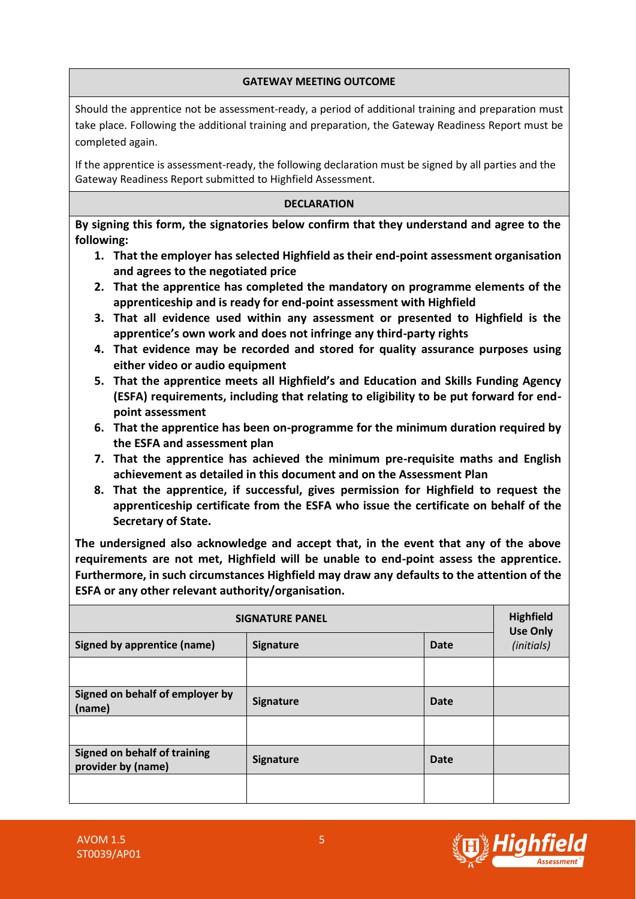## GATEWAY MEETING OUTCOME

Should the apprentice not be assessment-ready, a period of additional training and preparation must take place. Following the additional training and preparation, the Gateway Readiness Report must be completed again.

If the apprentice is assessment-ready, the following declaration must be signed by all parties and the Gateway Readiness Report submitted to Highfield Assessment.

## DECLARATION

**By signing this form, the signatories below confirm that they understand and agree to the following:**

1. **That the employer has selected Highfield as their end-point assessment organisation and agrees to the negotiated price**
2. **That the apprentice has completed the mandatory on programme elements of the apprenticeship and is ready for end-point assessment with Highfield**
3. **That all evidence used within any assessment or presented to Highfield is the apprentice's own work and does not infringe any third-party rights**
4. **That evidence may be recorded and stored for quality assurance purposes using either video or audio equipment**
5. **That the apprentice meets all Highfield's and Education and Skills Funding Agency (ESFA) requirements, including that relating to eligibility to be put forward for end-point assessment**
6. **That the apprentice has been on-programme for the minimum duration required by the ESFA and assessment plan**
7. **That the apprentice has achieved the minimum pre-requisite maths and English achievement as detailed in this document and on the Assessment Plan**
8. **That the apprentice, if successful, gives permission for Highfield to request the apprenticeship certificate from the ESFA who issue the certificate on behalf of the Secretary of State.**

**The undersigned also acknowledge and accept that, in the event that any of the above requirements are not met, Highfield will be unable to end-point assess the apprentice. Furthermore, in such circumstances Highfield may draw any defaults to the attention of the ESFA or any other relevant authority/organisation.**

| SIGNATURE PANEL | | | Highfield Use Only *(initials)* |
|---|---|---|---|
| **Signed by apprentice (name)** | **Signature** | **Date** | |
| | | | |
| **Signed on behalf of employer by (name)** | **Signature** | **Date** | |
| | | | |
| **Signed on behalf of training provider by (name)** | **Signature** | **Date** | |
| | | | |

AVOM 1.5
ST0039/AP01